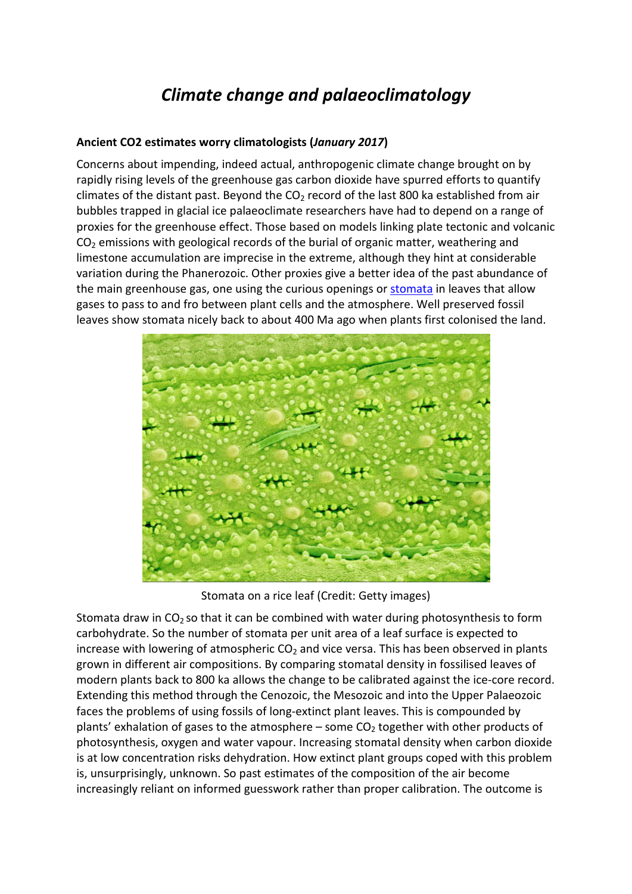# *Climate change and palaeoclimatology*

**Ancient CO2 estimates worry climatologists (*January 2017*)**

Concerns about impending, indeed actual, anthropogenic climate change brought on by rapidly rising levels of the greenhouse gas carbon dioxide have spurred efforts to quantify climates of the distant past. Beyond the $CO_2$ record of the last 800 ka established from air bubbles trapped in glacial ice palaeoclimate researchers have had to depend on a range of proxies for the greenhouse effect. Those based on models linking plate tectonic and volcanic $CO_2$ emissions with geological records of the burial of organic matter, weathering and limestone accumulation are imprecise in the extreme, although they hint at considerable variation during the Phanerozoic. Other proxies give a better idea of the past abundance of the main greenhouse gas, one using the curious openings or stomata in leaves that allow gases to pass to and fro between plant cells and the atmosphere. Well preserved fossil leaves show stomata nicely back to about 400 Ma ago when plants first colonised the land.

Stomata on a rice leaf (Credit: Getty images)

Stomata draw in $CO_2$ so that it can be combined with water during photosynthesis to form carbohydrate. So the number of stomata per unit area of a leaf surface is expected to increase with lowering of atmospheric $CO_2$ and vice versa. This has been observed in plants grown in different air compositions. By comparing stomatal density in fossilised leaves of modern plants back to 800 ka allows the change to be calibrated against the ice-core record. Extending this method through the Cenozoic, the Mesozoic and into the Upper Palaeozoic faces the problems of using fossils of long-extinct plant leaves. This is compounded by plants' exhalation of gases to the atmosphere – some $CO_2$ together with other products of photosynthesis, oxygen and water vapour. Increasing stomatal density when carbon dioxide is at low concentration risks dehydration. How extinct plant groups coped with this problem is, unsurprisingly, unknown. So past estimates of the composition of the air become increasingly reliant on informed guesswork rather than proper calibration. The outcome is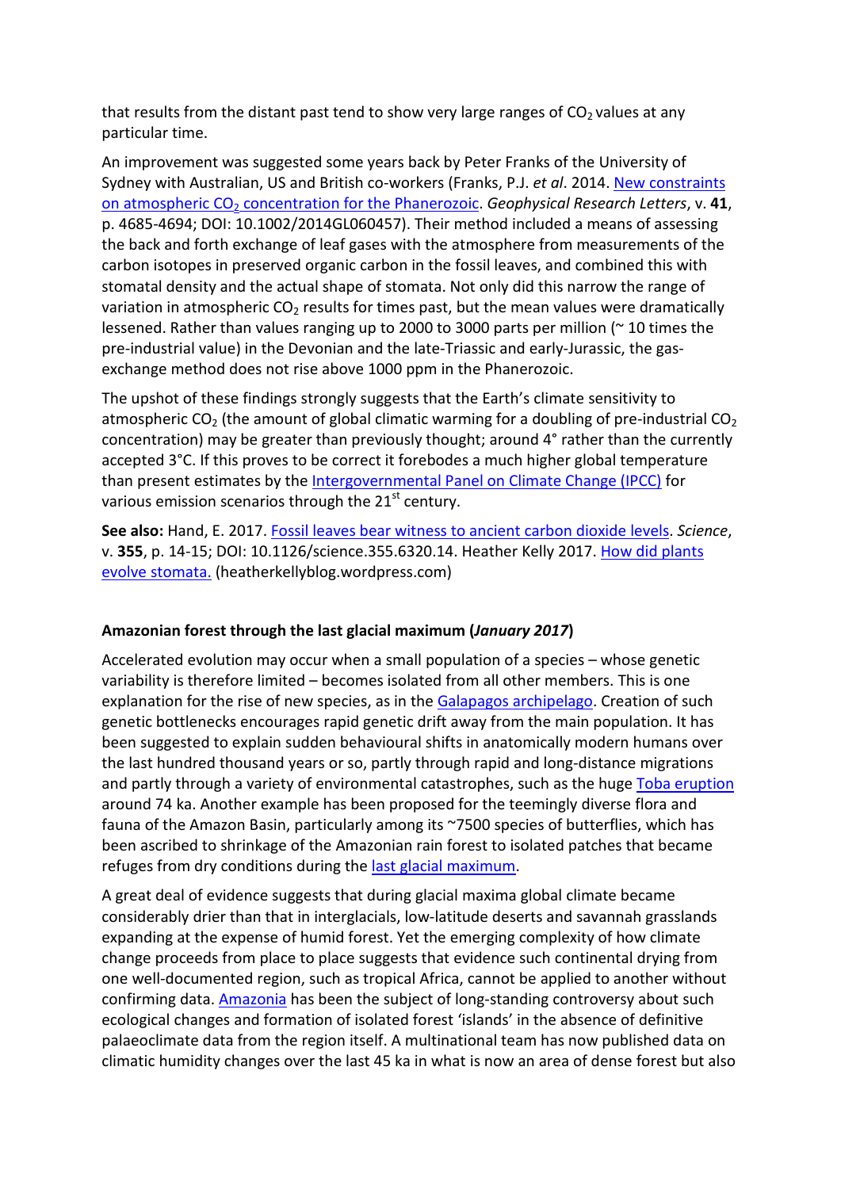that results from the distant past tend to show very large ranges of $CO_2$ values at any particular time.

An improvement was suggested some years back by Peter Franks of the University of Sydney with Australian, US and British co-workers (Franks, P.J. *et al*. 2014. New constraints on atmospheric $CO_2$ concentration for the Phanerozoic. *Geophysical Research Letters*, v. **41**, p. 4685-4694; DOI: 10.1002/2014GL060457). Their method included a means of assessing the back and forth exchange of leaf gases with the atmosphere from measurements of the carbon isotopes in preserved organic carbon in the fossil leaves, and combined this with stomatal density and the actual shape of stomata. Not only did this narrow the range of variation in atmospheric $CO_2$ results for times past, but the mean values were dramatically lessened. Rather than values ranging up to 2000 to 3000 parts per million (~ 10 times the pre-industrial value) in the Devonian and the late-Triassic and early-Jurassic, the gas-exchange method does not rise above 1000 ppm in the Phanerozoic.

The upshot of these findings strongly suggests that the Earth's climate sensitivity to atmospheric $CO_2$ (the amount of global climatic warming for a doubling of pre-industrial $CO_2$ concentration) may be greater than previously thought; around 4° rather than the currently accepted 3°C. If this proves to be correct it forebodes a much higher global temperature than present estimates by the Intergovernmental Panel on Climate Change (IPCC) for various emission scenarios through the 21$^{st}$ century.

**See also:** Hand, E. 2017. Fossil leaves bear witness to ancient carbon dioxide levels. *Science*, v. **355**, p. 14-15; DOI: 10.1126/science.355.6320.14. Heather Kelly 2017. How did plants evolve stomata. (heatherkellyblog.wordpress.com)

**Amazonian forest through the last glacial maximum (*January 2017*)**

Accelerated evolution may occur when a small population of a species – whose genetic variability is therefore limited – becomes isolated from all other members. This is one explanation for the rise of new species, as in the Galapagos archipelago. Creation of such genetic bottlenecks encourages rapid genetic drift away from the main population. It has been suggested to explain sudden behavioural shifts in anatomically modern humans over the last hundred thousand years or so, partly through rapid and long-distance migrations and partly through a variety of environmental catastrophes, such as the huge Toba eruption around 74 ka. Another example has been proposed for the teemingly diverse flora and fauna of the Amazon Basin, particularly among its ~7500 species of butterflies, which has been ascribed to shrinkage of the Amazonian rain forest to isolated patches that became refuges from dry conditions during the last glacial maximum.

A great deal of evidence suggests that during glacial maxima global climate became considerably drier than that in interglacials, low-latitude deserts and savannah grasslands expanding at the expense of humid forest. Yet the emerging complexity of how climate change proceeds from place to place suggests that evidence such continental drying from one well-documented region, such as tropical Africa, cannot be applied to another without confirming data. Amazonia has been the subject of long-standing controversy about such ecological changes and formation of isolated forest 'islands' in the absence of definitive palaeoclimate data from the region itself. A multinational team has now published data on climatic humidity changes over the last 45 ka in what is now an area of dense forest but also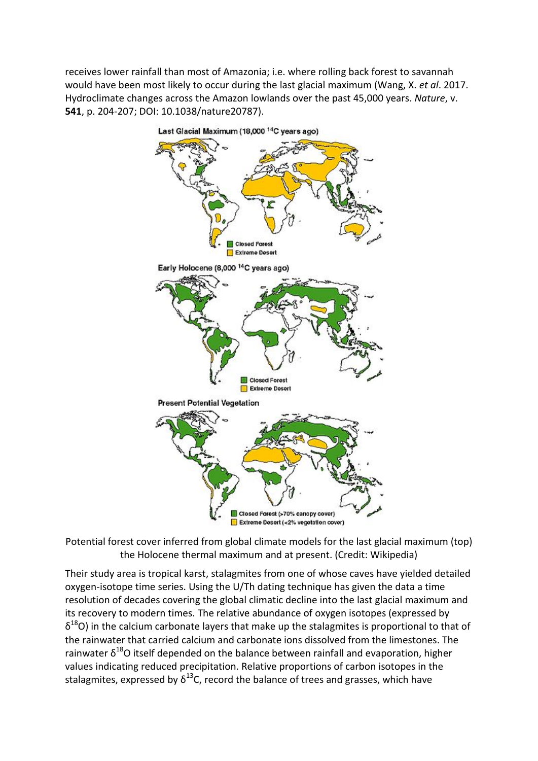receives lower rainfall than most of Amazonia; i.e. where rolling back forest to savannah would have been most likely to occur during the last glacial maximum (Wang, X. *et al*. 2017. Hydroclimate changes across the Amazon lowlands over the past 45,000 years. *Nature*, v. **541**, p. 204-207; DOI: 10.1038/nature20787).

Potential forest cover inferred from global climate models for the last glacial maximum (top) the Holocene thermal maximum and at present. (Credit: Wikipedia)

Their study area is tropical karst, stalagmites from one of whose caves have yielded detailed oxygen-isotope time series. Using the U/Th dating technique has given the data a time resolution of decades covering the global climatic decline into the last glacial maximum and its recovery to modern times. The relative abundance of oxygen isotopes (expressed by $\delta^{18}O$) in the calcium carbonate layers that make up the stalagmites is proportional to that of the rainwater that carried calcium and carbonate ions dissolved from the limestones. The rainwater $\delta^{18}O$ itself depended on the balance between rainfall and evaporation, higher values indicating reduced precipitation. Relative proportions of carbon isotopes in the stalagmites, expressed by $\delta^{13}C$, record the balance of trees and grasses, which have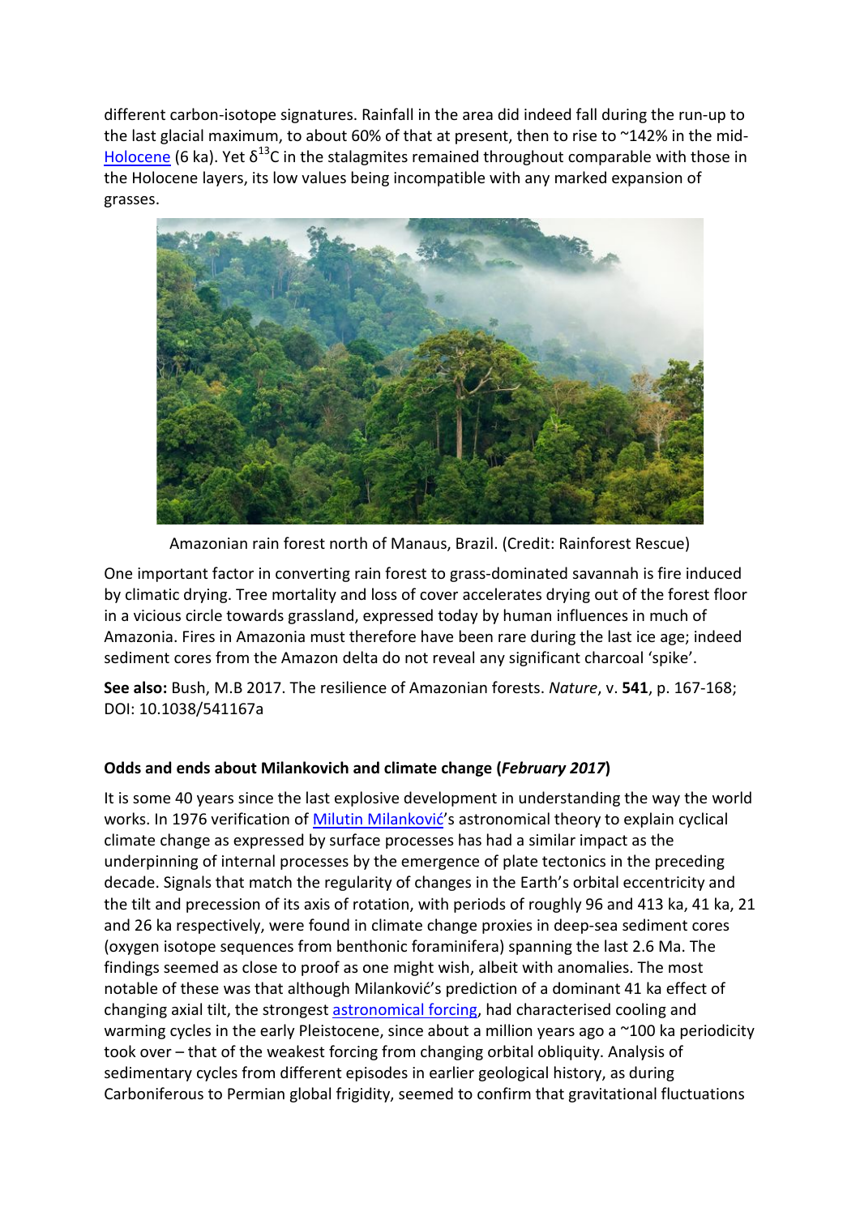different carbon-isotope signatures. Rainfall in the area did indeed fall during the run-up to the last glacial maximum, to about 60% of that at present, then to rise to ~142% in the mid-Holocene (6 ka). Yet $\delta^{13}C$ in the stalagmites remained throughout comparable with those in the Holocene layers, its low values being incompatible with any marked expansion of grasses.

Amazonian rain forest north of Manaus, Brazil. (Credit: Rainforest Rescue)

One important factor in converting rain forest to grass-dominated savannah is fire induced by climatic drying. Tree mortality and loss of cover accelerates drying out of the forest floor in a vicious circle towards grassland, expressed today by human influences in much of Amazonia. Fires in Amazonia must therefore have been rare during the last ice age; indeed sediment cores from the Amazon delta do not reveal any significant charcoal 'spike'.

**See also:** Bush, M.B 2017. The resilience of Amazonian forests. *Nature*, v. **541**, p. 167-168; DOI: 10.1038/541167a

### Odds and ends about Milankovich and climate change (*February 2017*)

It is some 40 years since the last explosive development in understanding the way the world works. In 1976 verification of Milutin Milanković's astronomical theory to explain cyclical climate change as expressed by surface processes has had a similar impact as the underpinning of internal processes by the emergence of plate tectonics in the preceding decade. Signals that match the regularity of changes in the Earth's orbital eccentricity and the tilt and precession of its axis of rotation, with periods of roughly 96 and 413 ka, 41 ka, 21 and 26 ka respectively, were found in climate change proxies in deep-sea sediment cores (oxygen isotope sequences from benthonic foraminifera) spanning the last 2.6 Ma. The findings seemed as close to proof as one might wish, albeit with anomalies. The most notable of these was that although Milanković's prediction of a dominant 41 ka effect of changing axial tilt, the strongest astronomical forcing, had characterised cooling and warming cycles in the early Pleistocene, since about a million years ago a ~100 ka periodicity took over – that of the weakest forcing from changing orbital obliquity. Analysis of sedimentary cycles from different episodes in earlier geological history, as during Carboniferous to Permian global frigidity, seemed to confirm that gravitational fluctuations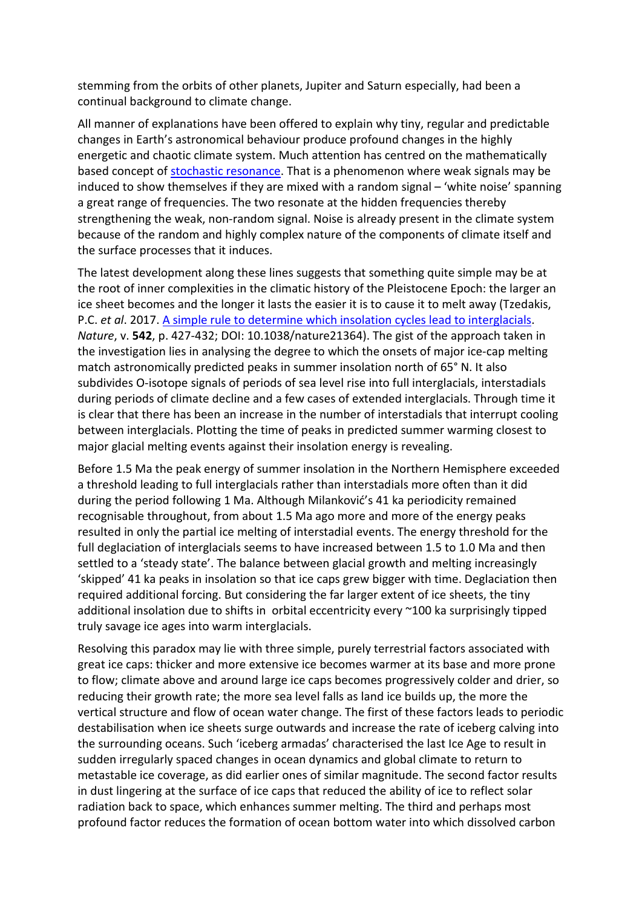stemming from the orbits of other planets, Jupiter and Saturn especially, had been a continual background to climate change.

All manner of explanations have been offered to explain why tiny, regular and predictable changes in Earth's astronomical behaviour produce profound changes in the highly energetic and chaotic climate system. Much attention has centred on the mathematically based concept of [stochastic resonance](). That is a phenomenon where weak signals may be induced to show themselves if they are mixed with a random signal – 'white noise' spanning a great range of frequencies. The two resonate at the hidden frequencies thereby strengthening the weak, non-random signal. Noise is already present in the climate system because of the random and highly complex nature of the components of climate itself and the surface processes that it induces.

The latest development along these lines suggests that something quite simple may be at the root of inner complexities in the climatic history of the Pleistocene Epoch: the larger an ice sheet becomes and the longer it lasts the easier it is to cause it to melt away (Tzedakis, P.C. *et al*. 2017. [A simple rule to determine which insolation cycles lead to interglacials](). *Nature*, v. **542**, p. 427-432; DOI: 10.1038/nature21364). The gist of the approach taken in the investigation lies in analysing the degree to which the onsets of major ice-cap melting match astronomically predicted peaks in summer insolation north of 65° N. It also subdivides O-isotope signals of periods of sea level rise into full interglacials, interstadials during periods of climate decline and a few cases of extended interglacials. Through time it is clear that there has been an increase in the number of interstadials that interrupt cooling between interglacials. Plotting the time of peaks in predicted summer warming closest to major glacial melting events against their insolation energy is revealing.

Before 1.5 Ma the peak energy of summer insolation in the Northern Hemisphere exceeded a threshold leading to full interglacials rather than interstadials more often than it did during the period following 1 Ma. Although Milanković's 41 ka periodicity remained recognisable throughout, from about 1.5 Ma ago more and more of the energy peaks resulted in only the partial ice melting of interstadial events. The energy threshold for the full deglaciation of interglacials seems to have increased between 1.5 to 1.0 Ma and then settled to a 'steady state'. The balance between glacial growth and melting increasingly 'skipped' 41 ka peaks in insolation so that ice caps grew bigger with time. Deglaciation then required additional forcing. But considering the far larger extent of ice sheets, the tiny additional insolation due to shifts in orbital eccentricity every ~100 ka surprisingly tipped truly savage ice ages into warm interglacials.

Resolving this paradox may lie with three simple, purely terrestrial factors associated with great ice caps: thicker and more extensive ice becomes warmer at its base and more prone to flow; climate above and around large ice caps becomes progressively colder and drier, so reducing their growth rate; the more sea level falls as land ice builds up, the more the vertical structure and flow of ocean water change. The first of these factors leads to periodic destabilisation when ice sheets surge outwards and increase the rate of iceberg calving into the surrounding oceans. Such 'iceberg armadas' characterised the last Ice Age to result in sudden irregularly spaced changes in ocean dynamics and global climate to return to metastable ice coverage, as did earlier ones of similar magnitude. The second factor results in dust lingering at the surface of ice caps that reduced the ability of ice to reflect solar radiation back to space, which enhances summer melting. The third and perhaps most profound factor reduces the formation of ocean bottom water into which dissolved carbon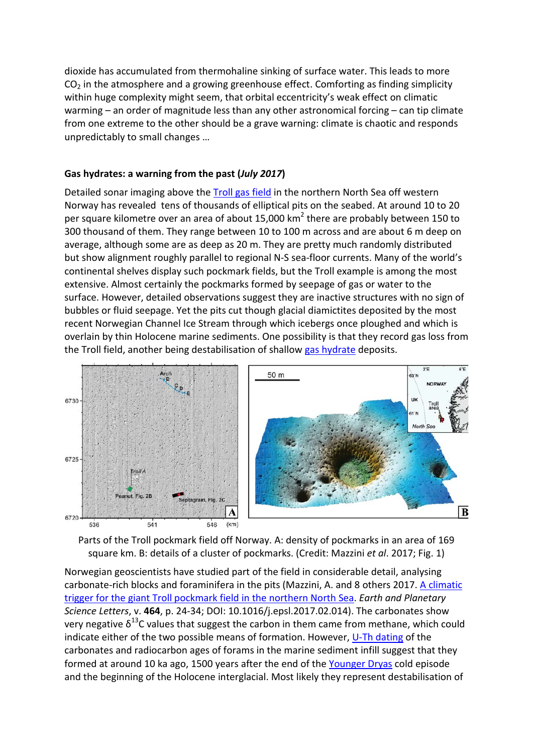dioxide has accumulated from thermohaline sinking of surface water. This leads to more $CO_2$ in the atmosphere and a growing greenhouse effect. Comforting as finding simplicity within huge complexity might seem, that orbital eccentricity's weak effect on climatic warming – an order of magnitude less than any other astronomical forcing – can tip climate from one extreme to the other should be a grave warning: climate is chaotic and responds unpredictably to small changes …

**Gas hydrates: a warning from the past (*July 2017*)**

Detailed sonar imaging above the Troll gas field in the northern North Sea off western Norway has revealed tens of thousands of elliptical pits on the seabed. At around 10 to 20 per square kilometre over an area of about 15,000 km$^2$ there are probably between 150 to 300 thousand of them. They range between 10 to 100 m across and are about 6 m deep on average, although some are as deep as 20 m. They are pretty much randomly distributed but show alignment roughly parallel to regional N-S sea-floor currents. Many of the world's continental shelves display such pockmark fields, but the Troll example is among the most extensive. Almost certainly the pockmarks formed by seepage of gas or water to the surface. However, detailed observations suggest they are inactive structures with no sign of bubbles or fluid seepage. Yet the pits cut though glacial diamictites deposited by the most recent Norwegian Channel Ice Stream through which icebergs once ploughed and which is overlain by thin Holocene marine sediments. One possibility is that they record gas loss from the Troll field, another being destabilisation of shallow gas hydrate deposits.

Parts of the Troll pockmark field off Norway. A: density of pockmarks in an area of 169 square km. B: details of a cluster of pockmarks. (Credit: Mazzini *et al*. 2017; Fig. 1)

Norwegian geoscientists have studied part of the field in considerable detail, analysing carbonate-rich blocks and foraminifera in the pits (Mazzini, A. and 8 others 2017. A climatic trigger for the giant Troll pockmark field in the northern North Sea. *Earth and Planetary Science Letters*, v. **464**, p. 24-34; DOI: 10.1016/j.epsl.2017.02.014). The carbonates show very negative $\delta^{13}C$ values that suggest the carbon in them came from methane, which could indicate either of the two possible means of formation. However, U-Th dating of the carbonates and radiocarbon ages of forams in the marine sediment infill suggest that they formed at around 10 ka ago, 1500 years after the end of the Younger Dryas cold episode and the beginning of the Holocene interglacial. Most likely they represent destabilisation of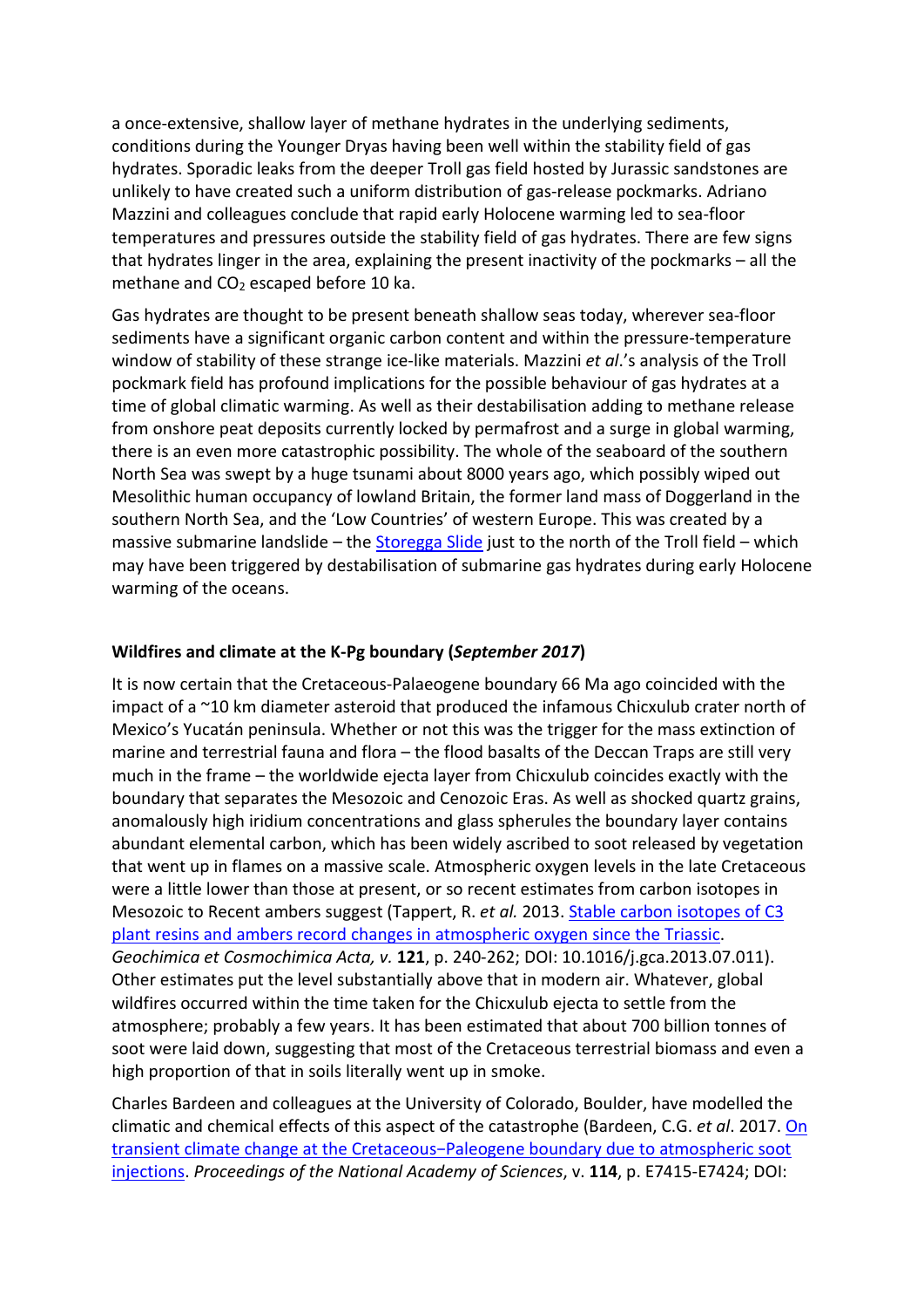a once-extensive, shallow layer of methane hydrates in the underlying sediments, conditions during the Younger Dryas having been well within the stability field of gas hydrates. Sporadic leaks from the deeper Troll gas field hosted by Jurassic sandstones are unlikely to have created such a uniform distribution of gas-release pockmarks. Adriano Mazzini and colleagues conclude that rapid early Holocene warming led to sea-floor temperatures and pressures outside the stability field of gas hydrates. There are few signs that hydrates linger in the area, explaining the present inactivity of the pockmarks – all the methane and $CO_2$ escaped before 10 ka.

Gas hydrates are thought to be present beneath shallow seas today, wherever sea-floor sediments have a significant organic carbon content and within the pressure-temperature window of stability of these strange ice-like materials. Mazzini *et al*.'s analysis of the Troll pockmark field has profound implications for the possible behaviour of gas hydrates at a time of global climatic warming. As well as their destabilisation adding to methane release from onshore peat deposits currently locked by permafrost and a surge in global warming, there is an even more catastrophic possibility. The whole of the seaboard of the southern North Sea was swept by a huge tsunami about 8000 years ago, which possibly wiped out Mesolithic human occupancy of lowland Britain, the former land mass of Doggerland in the southern North Sea, and the 'Low Countries' of western Europe. This was created by a massive submarine landslide – the Storegga Slide just to the north of the Troll field – which may have been triggered by destabilisation of submarine gas hydrates during early Holocene warming of the oceans.

**Wildfires and climate at the K-Pg boundary (*September 2017*)**

It is now certain that the Cretaceous-Palaeogene boundary 66 Ma ago coincided with the impact of a ~10 km diameter asteroid that produced the infamous Chicxulub crater north of Mexico's Yucatán peninsula. Whether or not this was the trigger for the mass extinction of marine and terrestrial fauna and flora – the flood basalts of the Deccan Traps are still very much in the frame – the worldwide ejecta layer from Chicxulub coincides exactly with the boundary that separates the Mesozoic and Cenozoic Eras. As well as shocked quartz grains, anomalously high iridium concentrations and glass spherules the boundary layer contains abundant elemental carbon, which has been widely ascribed to soot released by vegetation that went up in flames on a massive scale. Atmospheric oxygen levels in the late Cretaceous were a little lower than those at present, or so recent estimates from carbon isotopes in Mesozoic to Recent ambers suggest (Tappert, R. *et al.* 2013. Stable carbon isotopes of C3 plant resins and ambers record changes in atmospheric oxygen since the Triassic. *Geochimica et Cosmochimica Acta, v.* **121**, p. 240-262; DOI: 10.1016/j.gca.2013.07.011). Other estimates put the level substantially above that in modern air. Whatever, global wildfires occurred within the time taken for the Chicxulub ejecta to settle from the atmosphere; probably a few years. It has been estimated that about 700 billion tonnes of soot were laid down, suggesting that most of the Cretaceous terrestrial biomass and even a high proportion of that in soils literally went up in smoke.

Charles Bardeen and colleagues at the University of Colorado, Boulder, have modelled the climatic and chemical effects of this aspect of the catastrophe (Bardeen, C.G. *et al*. 2017. On transient climate change at the Cretaceous−Paleogene boundary due to atmospheric soot injections. *Proceedings of the National Academy of Sciences*, v. **114**, p. E7415-E7424; DOI: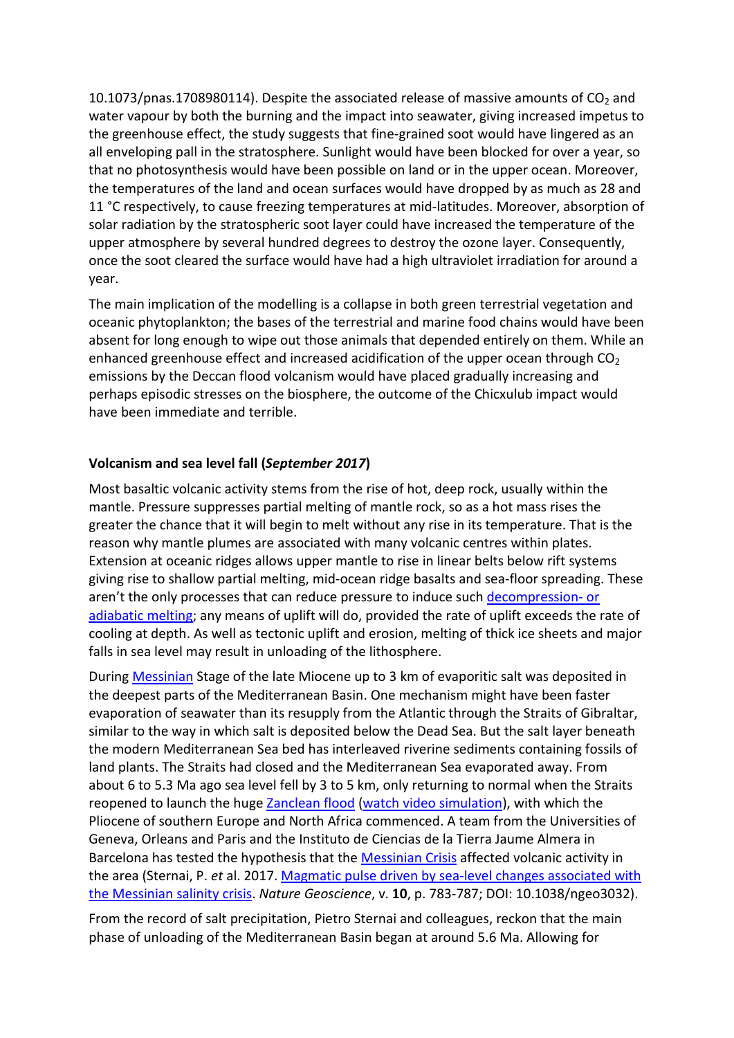10.1073/pnas.1708980114). Despite the associated release of massive amounts of $CO_2$ and water vapour by both the burning and the impact into seawater, giving increased impetus to the greenhouse effect, the study suggests that fine-grained soot would have lingered as an all enveloping pall in the stratosphere. Sunlight would have been blocked for over a year, so that no photosynthesis would have been possible on land or in the upper ocean. Moreover, the temperatures of the land and ocean surfaces would have dropped by as much as 28 and 11 °C respectively, to cause freezing temperatures at mid-latitudes. Moreover, absorption of solar radiation by the stratospheric soot layer could have increased the temperature of the upper atmosphere by several hundred degrees to destroy the ozone layer. Consequently, once the soot cleared the surface would have had a high ultraviolet irradiation for around a year.

The main implication of the modelling is a collapse in both green terrestrial vegetation and oceanic phytoplankton; the bases of the terrestrial and marine food chains would have been absent for long enough to wipe out those animals that depended entirely on them. While an enhanced greenhouse effect and increased acidification of the upper ocean through $CO_2$ emissions by the Deccan flood volcanism would have placed gradually increasing and perhaps episodic stresses on the biosphere, the outcome of the Chicxulub impact would have been immediate and terrible.

### Volcanism and sea level fall (*September 2017*)

Most basaltic volcanic activity stems from the rise of hot, deep rock, usually within the mantle. Pressure suppresses partial melting of mantle rock, so as a hot mass rises the greater the chance that it will begin to melt without any rise in its temperature. That is the reason why mantle plumes are associated with many volcanic centres within plates. Extension at oceanic ridges allows upper mantle to rise in linear belts below rift systems giving rise to shallow partial melting, mid-ocean ridge basalts and sea-floor spreading. These aren't the only processes that can reduce pressure to induce such decompression- or adiabatic melting; any means of uplift will do, provided the rate of uplift exceeds the rate of cooling at depth. As well as tectonic uplift and erosion, melting of thick ice sheets and major falls in sea level may result in unloading of the lithosphere.

During Messinian Stage of the late Miocene up to 3 km of evaporitic salt was deposited in the deepest parts of the Mediterranean Basin. One mechanism might have been faster evaporation of seawater than its resupply from the Atlantic through the Straits of Gibraltar, similar to the way in which salt is deposited below the Dead Sea. But the salt layer beneath the modern Mediterranean Sea bed has interleaved riverine sediments containing fossils of land plants. The Straits had closed and the Mediterranean Sea evaporated away. From about 6 to 5.3 Ma ago sea level fell by 3 to 5 km, only returning to normal when the Straits reopened to launch the huge Zanclean flood (watch video simulation), with which the Pliocene of southern Europe and North Africa commenced. A team from the Universities of Geneva, Orleans and Paris and the Instituto de Ciencias de la Tierra Jaume Almera in Barcelona has tested the hypothesis that the Messinian Crisis affected volcanic activity in the area (Sternai, P. *et* al. 2017. Magmatic pulse driven by sea-level changes associated with the Messinian salinity crisis. *Nature Geoscience*, v. **10**, p. 783-787; DOI: 10.1038/ngeo3032).

From the record of salt precipitation, Pietro Sternai and colleagues, reckon that the main phase of unloading of the Mediterranean Basin began at around 5.6 Ma. Allowing for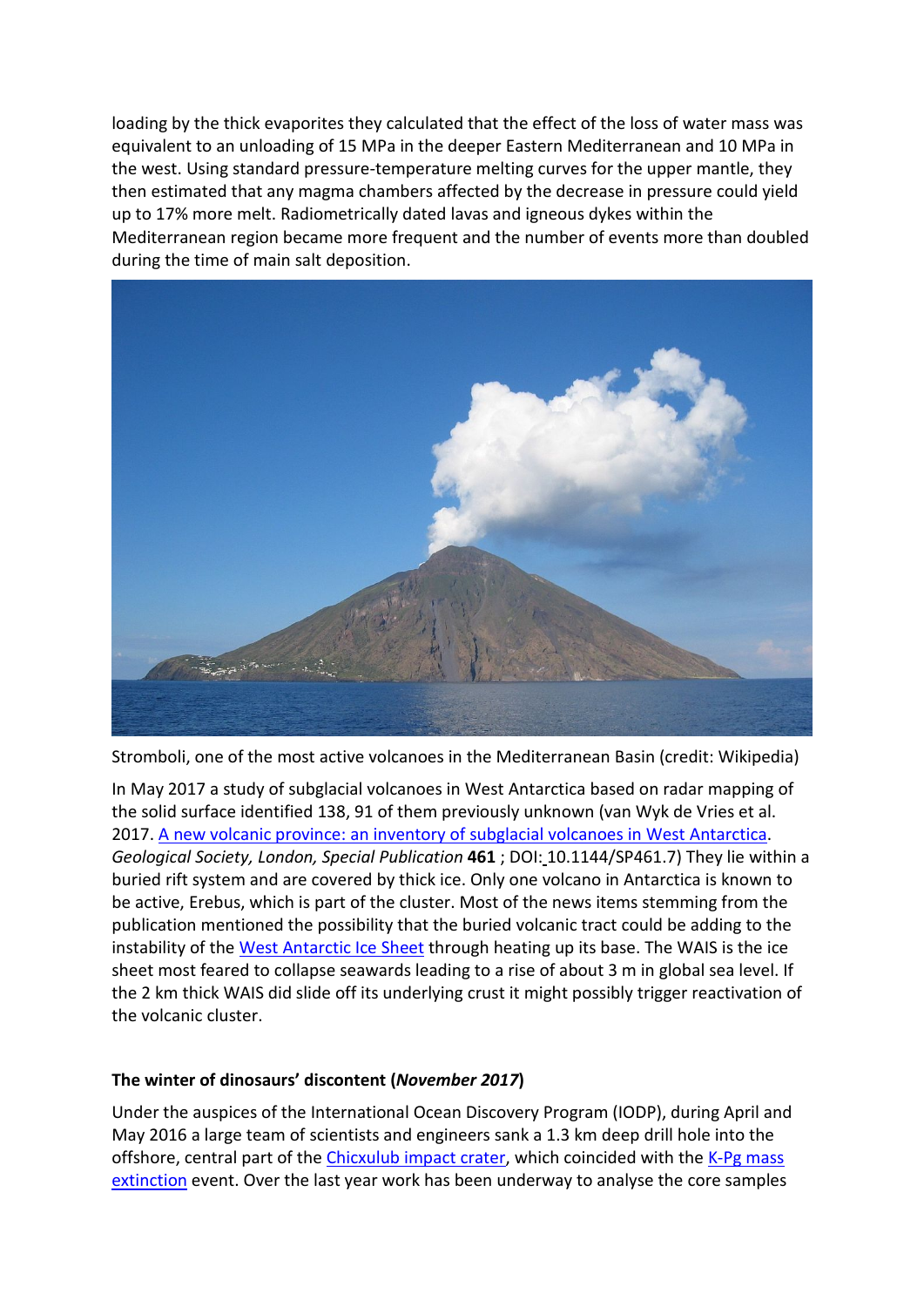loading by the thick evaporites they calculated that the effect of the loss of water mass was equivalent to an unloading of 15 MPa in the deeper Eastern Mediterranean and 10 MPa in the west. Using standard pressure-temperature melting curves for the upper mantle, they then estimated that any magma chambers affected by the decrease in pressure could yield up to 17% more melt. Radiometrically dated lavas and igneous dykes within the Mediterranean region became more frequent and the number of events more than doubled during the time of main salt deposition.

Stromboli, one of the most active volcanoes in the Mediterranean Basin (credit: Wikipedia)

In May 2017 a study of subglacial volcanoes in West Antarctica based on radar mapping of the solid surface identified 138, 91 of them previously unknown (van Wyk de Vries et al. 2017. A new volcanic province: an inventory of subglacial volcanoes in West Antarctica. *Geological Society, London, Special Publication* **461** ; DOI: 10.1144/SP461.7) They lie within a buried rift system and are covered by thick ice. Only one volcano in Antarctica is known to be active, Erebus, which is part of the cluster. Most of the news items stemming from the publication mentioned the possibility that the buried volcanic tract could be adding to the instability of the West Antarctic Ice Sheet through heating up its base. The WAIS is the ice sheet most feared to collapse seawards leading to a rise of about 3 m in global sea level. If the 2 km thick WAIS did slide off its underlying crust it might possibly trigger reactivation of the volcanic cluster.

### The winter of dinosaurs' discontent (*November 2017*)

Under the auspices of the International Ocean Discovery Program (IODP), during April and May 2016 a large team of scientists and engineers sank a 1.3 km deep drill hole into the offshore, central part of the Chicxulub impact crater, which coincided with the K-Pg mass extinction event. Over the last year work has been underway to analyse the core samples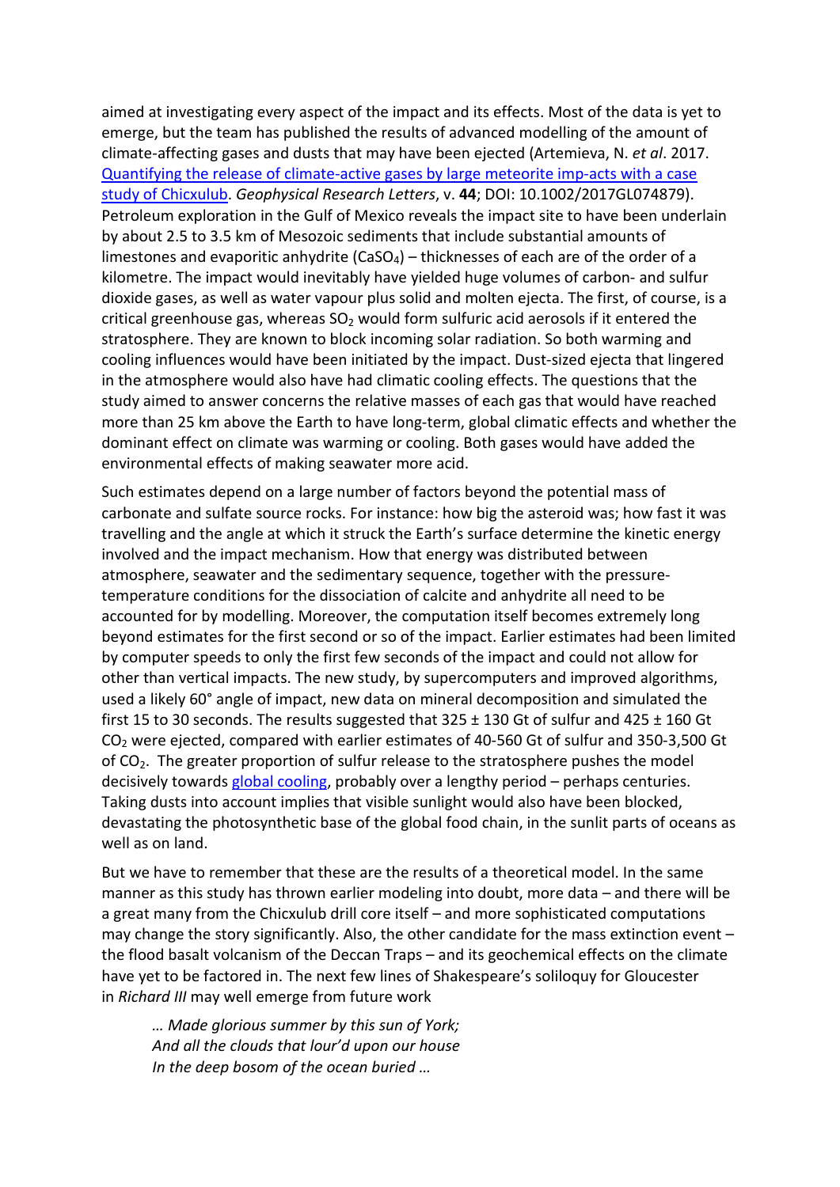aimed at investigating every aspect of the impact and its effects. Most of the data is yet to emerge, but the team has published the results of advanced modelling of the amount of climate-affecting gases and dusts that may have been ejected (Artemieva, N. *et al*. 2017. [Quantifying the release of climate-active gases by large meteorite imp-acts with a case study of Chicxulub](). *Geophysical Research Letters*, v. **44**; DOI: 10.1002/2017GL074879). Petroleum exploration in the Gulf of Mexico reveals the impact site to have been underlain by about 2.5 to 3.5 km of Mesozoic sediments that include substantial amounts of limestones and evaporitic anhydrite ($CaSO_4$) – thicknesses of each are of the order of a kilometre. The impact would inevitably have yielded huge volumes of carbon- and sulfur dioxide gases, as well as water vapour plus solid and molten ejecta. The first, of course, is a critical greenhouse gas, whereas $SO_2$ would form sulfuric acid aerosols if it entered the stratosphere. They are known to block incoming solar radiation. So both warming and cooling influences would have been initiated by the impact. Dust-sized ejecta that lingered in the atmosphere would also have had climatic cooling effects. The questions that the study aimed to answer concerns the relative masses of each gas that would have reached more than 25 km above the Earth to have long-term, global climatic effects and whether the dominant effect on climate was warming or cooling. Both gases would have added the environmental effects of making seawater more acid.

Such estimates depend on a large number of factors beyond the potential mass of carbonate and sulfate source rocks. For instance: how big the asteroid was; how fast it was travelling and the angle at which it struck the Earth's surface determine the kinetic energy involved and the impact mechanism. How that energy was distributed between atmosphere, seawater and the sedimentary sequence, together with the pressure-temperature conditions for the dissociation of calcite and anhydrite all need to be accounted for by modelling. Moreover, the computation itself becomes extremely long beyond estimates for the first second or so of the impact. Earlier estimates had been limited by computer speeds to only the first few seconds of the impact and could not allow for other than vertical impacts. The new study, by supercomputers and improved algorithms, used a likely 60° angle of impact, new data on mineral decomposition and simulated the first 15 to 30 seconds. The results suggested that 325 ± 130 Gt of sulfur and 425 ± 160 Gt $CO_2$ were ejected, compared with earlier estimates of 40-560 Gt of sulfur and 350-3,500 Gt of $CO_2$. The greater proportion of sulfur release to the stratosphere pushes the model decisively towards [global cooling](), probably over a lengthy period – perhaps centuries. Taking dusts into account implies that visible sunlight would also have been blocked, devastating the photosynthetic base of the global food chain, in the sunlit parts of oceans as well as on land.

But we have to remember that these are the results of a theoretical model. In the same manner as this study has thrown earlier modeling into doubt, more data – and there will be a great many from the Chicxulub drill core itself – and more sophisticated computations may change the story significantly. Also, the other candidate for the mass extinction event – the flood basalt volcanism of the Deccan Traps – and its geochemical effects on the climate have yet to be factored in. The next few lines of Shakespeare's soliloquy for Gloucester in *Richard III* may well emerge from future work

> *… Made glorious summer by this sun of York;*
> *And all the clouds that lour'd upon our house*
> *In the deep bosom of the ocean buried …*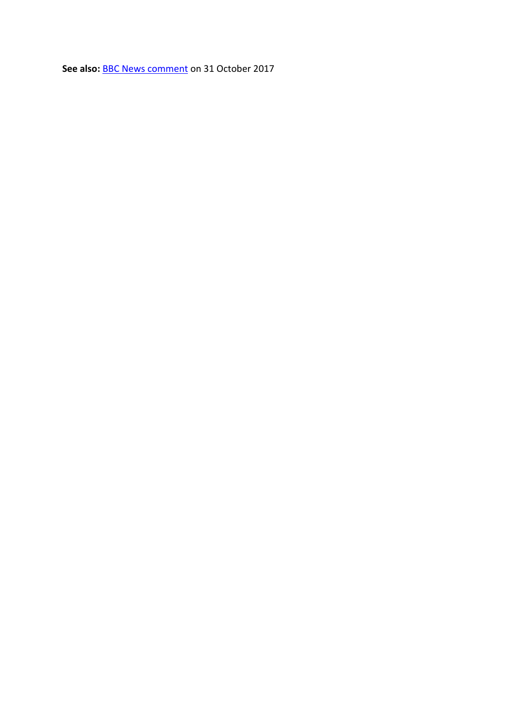**See also:** [BBC News comment] on 31 October 2017